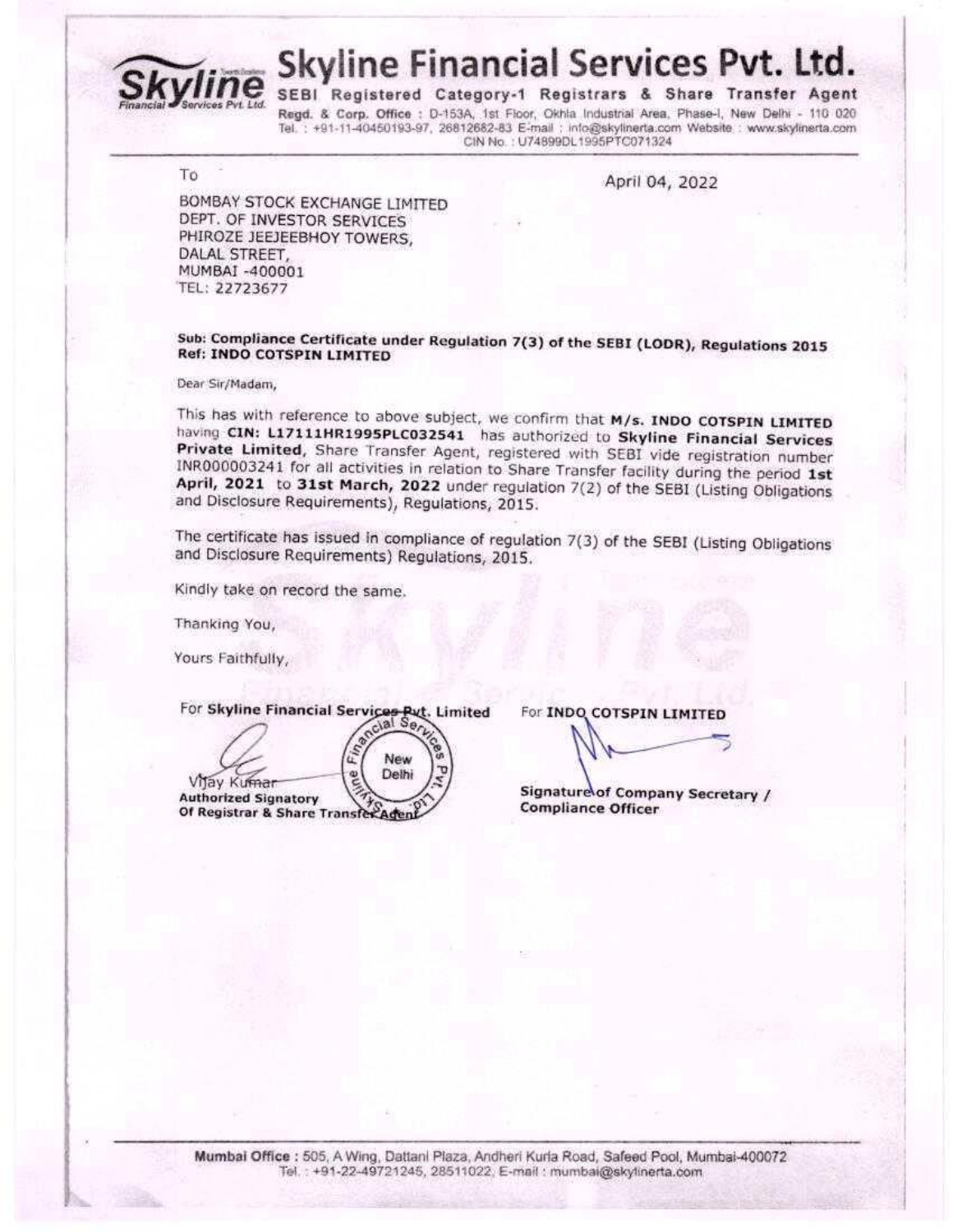# Skyline Financial Services Pvt. Ltd.

**SEBI Registered Category-1 Registrars & Share Transfer Agent**

Regd. & Corp. Office : D-153A, 1st Floor, Okhla Industrial Area, Phase-I, New Delhi - 110 020
Tel. : +91-11-40450193-97, 26812682-83 E-mail : info@skylinerta.com Website : www.skylinerta.com
CIN No. : U74899DL1995PTC071324

To

April 04, 2022

BOMBAY STOCK EXCHANGE LIMITED
DEPT. OF INVESTOR SERVICES
PHIROZE JEEJEEBHOY TOWERS,
DALAL STREET,
MUMBAI -400001
TEL: 22723677

**Sub: Compliance Certificate under Regulation 7(3) of the SEBI (LODR), Regulations 2015**
**Ref: INDO COTSPIN LIMITED**

Dear Sir/Madam,

This has with reference to above subject, we confirm that **M/s. INDO COTSPIN LIMITED** having **CIN: L17111HR1995PLC032541** has authorized to **Skyline Financial Services Private Limited**, Share Transfer Agent, registered with SEBI vide registration number INR000003241 for all activities in relation to Share Transfer facility during the period **1st April, 2021** to **31st March, 2022** under regulation 7(2) of the SEBI (Listing Obligations and Disclosure Requirements), Regulations, 2015.

The certificate has issued in compliance of regulation 7(3) of the SEBI (Listing Obligations and Disclosure Requirements) Regulations, 2015.

Kindly take on record the same.

Thanking You,

Yours Faithfully,

For **Skyline Financial Services Pvt. Limited**

Vijay Kumar
**Authorized Signatory**
**Of Registrar & Share Transfer Agent**

For **INDO COTSPIN LIMITED**

**Signature of Company Secretary / Compliance Officer**

**Mumbai Office** : 505, A Wing, Dattani Plaza, Andheri Kurla Road, Safeed Pool, Mumbai-400072
Tel. : +91-22-49721245, 28511022, E-mail : mumbai@skylinerta.com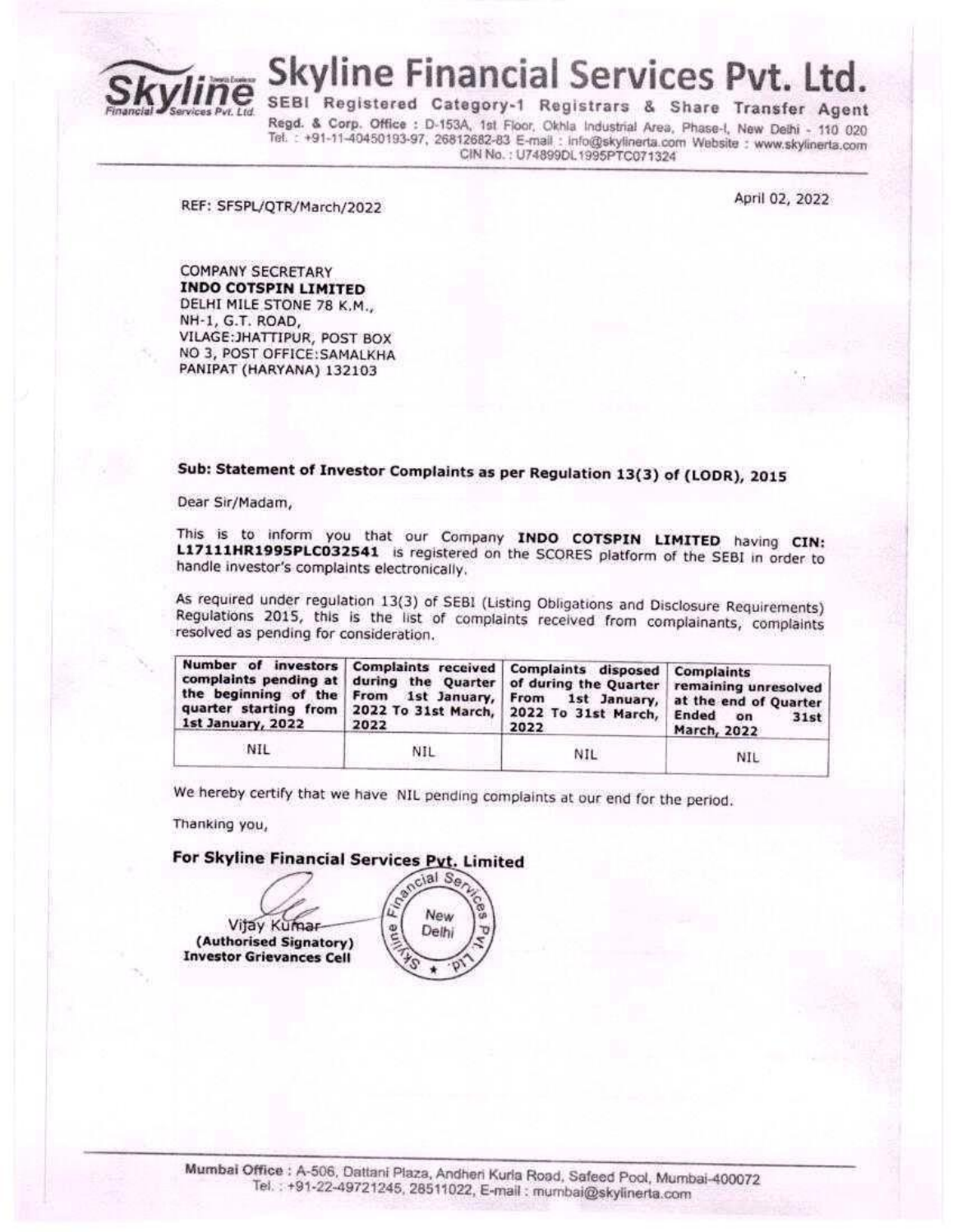# Skyline Financial Services Pvt. Ltd.

**SEBI Registered Category-1 Registrars & Share Transfer Agent**

Regd. & Corp. Office : D-153A, 1st Floor, Okhla Industrial Area, Phase-I, New Delhi - 110 020
Tel. : +91-11-40450193-97, 26812682-83 E-mail : info@skylinerta.com Website : www.skylinerta.com
CIN No. : U74899DL1995PTC071324

REF: SFSPL/QTR/March/2022

April 02, 2022

COMPANY SECRETARY
**INDO COTSPIN LIMITED**
DELHI MILE STONE 78 K.M.,
NH-1, G.T. ROAD,
VILAGE:JHATTIPUR, POST BOX
NO 3, POST OFFICE:SAMALKHA
PANIPAT (HARYANA) 132103

**Sub: Statement of Investor Complaints as per Regulation 13(3) of (LODR), 2015**

Dear Sir/Madam,

This is to inform you that our Company **INDO COTSPIN LIMITED** having **CIN: L17111HR1995PLC032541** is registered on the SCORES platform of the SEBI in order to handle investor's complaints electronically.

As required under regulation 13(3) of SEBI (Listing Obligations and Disclosure Requirements) Regulations 2015, this is the list of complaints received from complainants, complaints resolved as pending for consideration.

| Number of investors complaints pending at the beginning of the quarter starting from 1st January, 2022 | Complaints received during the Quarter From 1st January, 2022 To 31st March, 2022 | Complaints disposed of during the Quarter From 1st January, 2022 To 31st March, 2022 | Complaints remaining unresolved at the end of Quarter Ended on 31st March, 2022 |
|---|---|---|---|
| NIL | NIL | NIL | NIL |

We hereby certify that we have NIL pending complaints at our end for the period.

Thanking you,

**For Skyline Financial Services Pvt. Limited**

Vijay Kumar
**(Authorised Signatory)**
**Investor Grievances Cell**

**Mumbai Office :** A-506, Dattani Plaza, Andheri Kurla Road, Safeed Pool, Mumbai-400072
Tel. : +91-22-49721245, 28511022, E-mail : mumbai@skylinerta.com